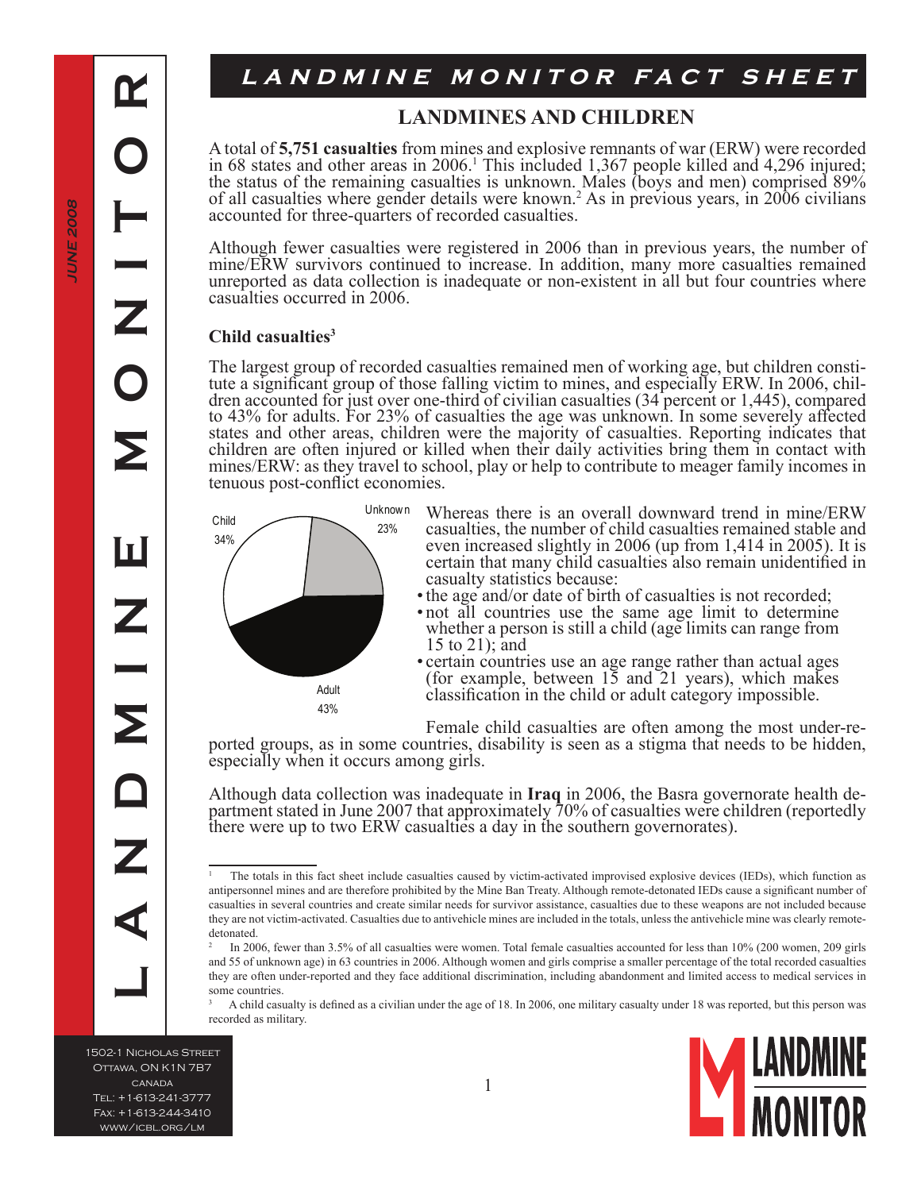# LANDMINE MONITOR FACT SHEET

## LANDMINES AND CHILDREN

A total of **5,751 casualties** from mines and explosive remnants of war (ERW) were recorded in 68 states and other areas in 2006.[1] This included 1,367 people killed and 4,296 injured; the status of the remaining casualties is unknown. Males (boys and men) comprised 89% of all casualties where gender details were known.[2] As in previous years, in 2006 civilians accounted for three-quarters of recorded casualties.

Although fewer casualties were registered in 2006 than in previous years, the number of mine/ERW survivors continued to increase. In addition, many more casualties remained unreported as data collection is inadequate or non-existent in all but four countries where casualties occurred in 2006.

### Child casualties[3]

The largest group of recorded casualties remained men of working age, but children constitute a significant group of those falling victim to mines, and especially ERW. In 2006, children accounted for just over one-third of civilian casualties (34 percent or 1,445), compared to 43% for adults. For 23% of casualties the age was unknown. In some severely affected states and other areas, children were the majority of casualties. Reporting indicates that children are often injured or killed when their daily activities bring them in contact with mines/ERW: as they travel to school, play or help to contribute to meager family incomes in tenuous post-conflict economies.

Child 34%, Unknown 23%, Adult 43%

Whereas there is an overall downward trend in mine/ERW casualties, the number of child casualties remained stable and even increased slightly in 2006 (up from 1,414 in 2005). It is certain that many child casualties also remain unidentified in casualty statistics because:

- the age and/or date of birth of casualties is not recorded;
- not all countries use the same age limit to determine whether a person is still a child (age limits can range from 15 to 21); and
- certain countries use an age range rather than actual ages (for example, between 15 and 21 years), which makes classification in the child or adult category impossible.

Female child casualties are often among the most under-reported groups, as in some countries, disability is seen as a stigma that needs to be hidden, especially when it occurs among girls.

Although data collection was inadequate in **Iraq** in 2006, the Basra governorate health department stated in June 2007 that approximately 70% of casualties were children (reportedly there were up to two ERW casualties a day in the southern governorates).

---

[1] The totals in this fact sheet include casualties caused by victim-activated improvised explosive devices (IEDs), which function as antipersonnel mines and are therefore prohibited by the Mine Ban Treaty. Although remote-detonated IEDs cause a significant number of casualties in several countries and create similar needs for survivor assistance, casualties due to these weapons are not included because they are not victim-activated. Casualties due to antivehicle mines are included in the totals, unless the antivehicle mine was clearly remote-detonated.

[2] In 2006, fewer than 3.5% of all casualties were women. Total female casualties accounted for less than 10% (200 women, 209 girls and 55 of unknown age) in 63 countries in 2006. Although women and girls comprise a smaller percentage of the total recorded casualties they are often under-reported and they face additional discrimination, including abandonment and limited access to medical services in some countries.

[3] A child casualty is defined as a civilian under the age of 18. In 2006, one military casualty under 18 was reported, but this person was recorded as military.

1502-1 Nicholas Street
Ottawa, ON K1N 7B7
Canada
Tel: +1-613-241-3777
Fax: +1-613-244-3410
www/icbl.org/lm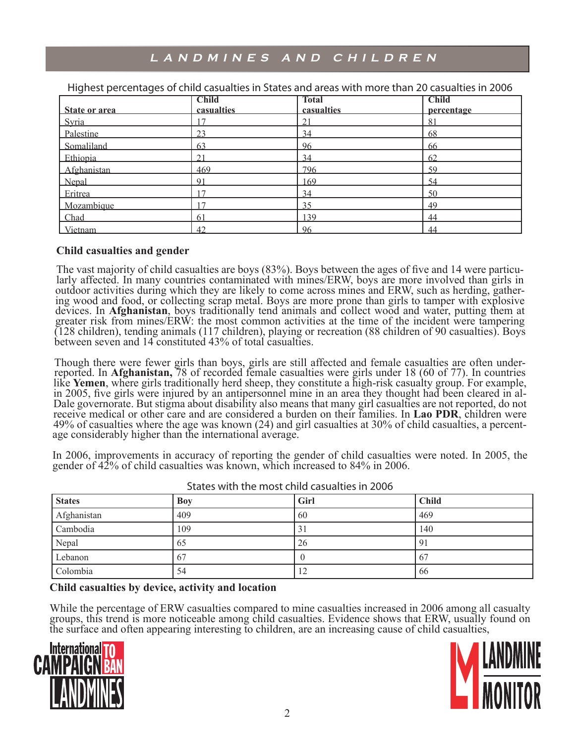Highest percentages of child casualties in States and areas with more than 20 casualties in 2006

| State or area | Child casualties | Total casualties | Child percentage |
|---|---|---|---|
| Syria | 17 | 21 | 81 |
| Palestine | 23 | 34 | 68 |
| Somaliland | 63 | 96 | 66 |
| Ethiopia | 21 | 34 | 62 |
| Afghanistan | 469 | 796 | 59 |
| Nepal | 91 | 169 | 54 |
| Eritrea | 17 | 34 | 50 |
| Mozambique | 17 | 35 | 49 |
| Chad | 61 | 139 | 44 |
| Vietnam | 42 | 96 | 44 |

### Child casualties and gender

The vast majority of child casualties are boys (83%). Boys between the ages of five and 14 were particularly affected. In many countries contaminated with mines/ERW, boys are more involved than girls in outdoor activities during which they are likely to come across mines and ERW, such as herding, gathering wood and food, or collecting scrap metal. Boys are more prone than girls to tamper with explosive devices. In **Afghanistan**, boys traditionally tend animals and collect wood and water, putting them at greater risk from mines/ERW: the most common activities at the time of the incident were tampering (128 children), tending animals (117 children), playing or recreation (88 children of 90 casualties). Boys between seven and 14 constituted 43% of total casualties.

Though there were fewer girls than boys, girls are still affected and female casualties are often underreported. In **Afghanistan,** 78 of recorded female casualties were girls under 18 (60 of 77). In countries like **Yemen**, where girls traditionally herd sheep, they constitute a high-risk casualty group. For example, in 2005, five girls were injured by an antipersonnel mine in an area they thought had been cleared in al-Dale governorate. But stigma about disability also means that many girl casualties are not reported, do not receive medical or other care and are considered a burden on their families. In **Lao PDR**, children were 49% of casualties where the age was known (24) and girl casualties at 30% of child casualties, a percentage considerably higher than the international average.

In 2006, improvements in accuracy of reporting the gender of child casualties were noted. In 2005, the gender of 42% of child casualties was known, which increased to 84% in 2006.

States with the most child casualties in 2006

| States | Boy | Girl | Child |
|---|---|---|---|
| Afghanistan | 409 | 60 | 469 |
| Cambodia | 109 | 31 | 140 |
| Nepal | 65 | 26 | 91 |
| Lebanon | 67 | 0 | 67 |
| Colombia | 54 | 12 | 66 |

### Child casualties by device, activity and location

While the percentage of ERW casualties compared to mine casualties increased in 2006 among all casualty groups, this trend is more noticeable among child casualties. Evidence shows that ERW, usually found on the surface and often appearing interesting to children, are an increasing cause of child casualties,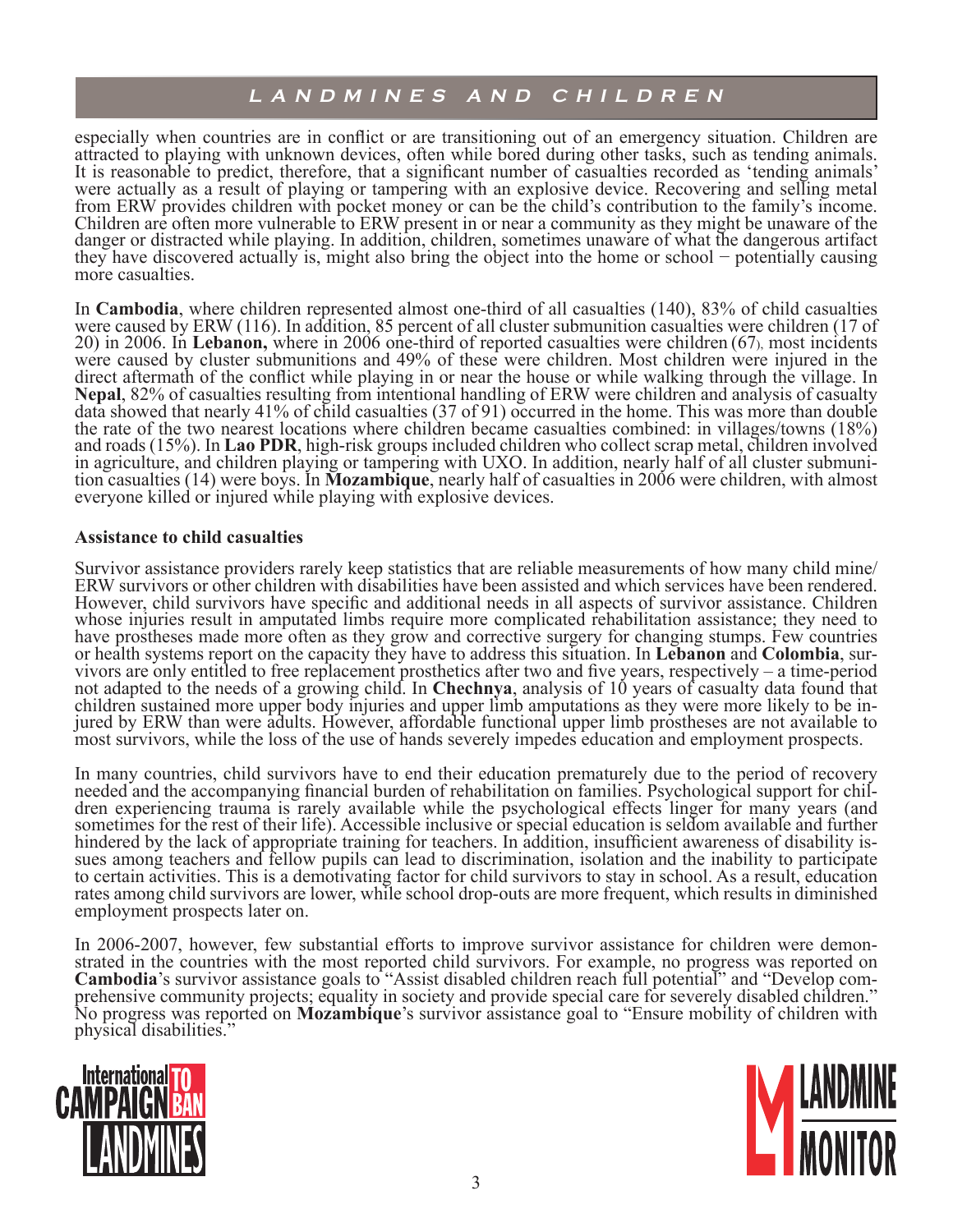especially when countries are in conflict or are transitioning out of an emergency situation. Children are attracted to playing with unknown devices, often while bored during other tasks, such as tending animals. It is reasonable to predict, therefore, that a significant number of casualties recorded as 'tending animals' were actually as a result of playing or tampering with an explosive device. Recovering and selling metal from ERW provides children with pocket money or can be the child's contribution to the family's income. Children are often more vulnerable to ERW present in or near a community as they might be unaware of the danger or distracted while playing. In addition, children, sometimes unaware of what the dangerous artifact they have discovered actually is, might also bring the object into the home or school − potentially causing more casualties.

In **Cambodia**, where children represented almost one-third of all casualties (140), 83% of child casualties were caused by ERW (116). In addition, 85 percent of all cluster submunition casualties were children (17 of 20) in 2006. In **Lebanon,** where in 2006 one-third of reported casualties were children (67), most incidents were caused by cluster submunitions and 49% of these were children. Most children were injured in the direct aftermath of the conflict while playing in or near the house or while walking through the village. In **Nepal**, 82% of casualties resulting from intentional handling of ERW were children and analysis of casualty data showed that nearly 41% of child casualties (37 of 91) occurred in the home. This was more than double the rate of the two nearest locations where children became casualties combined: in villages/towns (18%) and roads (15%). In **Lao PDR**, high-risk groups included children who collect scrap metal, children involved in agriculture, and children playing or tampering with UXO. In addition, nearly half of all cluster submunition casualties (14) were boys. In **Mozambique**, nearly half of casualties in 2006 were children, with almost everyone killed or injured while playing with explosive devices.

**Assistance to child casualties**

Survivor assistance providers rarely keep statistics that are reliable measurements of how many child mine/ERW survivors or other children with disabilities have been assisted and which services have been rendered. However, child survivors have specific and additional needs in all aspects of survivor assistance. Children whose injuries result in amputated limbs require more complicated rehabilitation assistance; they need to have prostheses made more often as they grow and corrective surgery for changing stumps. Few countries or health systems report on the capacity they have to address this situation. In **Lebanon** and **Colombia**, survivors are only entitled to free replacement prosthetics after two and five years, respectively – a time-period not adapted to the needs of a growing child. In **Chechnya**, analysis of 10 years of casualty data found that children sustained more upper body injuries and upper limb amputations as they were more likely to be injured by ERW than were adults. However, affordable functional upper limb prostheses are not available to most survivors, while the loss of the use of hands severely impedes education and employment prospects.

In many countries, child survivors have to end their education prematurely due to the period of recovery needed and the accompanying financial burden of rehabilitation on families. Psychological support for children experiencing trauma is rarely available while the psychological effects linger for many years (and sometimes for the rest of their life). Accessible inclusive or special education is seldom available and further hindered by the lack of appropriate training for teachers. In addition, insufficient awareness of disability issues among teachers and fellow pupils can lead to discrimination, isolation and the inability to participate to certain activities. This is a demotivating factor for child survivors to stay in school. As a result, education rates among child survivors are lower, while school drop-outs are more frequent, which results in diminished employment prospects later on.

In 2006-2007, however, few substantial efforts to improve survivor assistance for children were demonstrated in the countries with the most reported child survivors. For example, no progress was reported on **Cambodia**'s survivor assistance goals to "Assist disabled children reach full potential" and "Develop comprehensive community projects; equality in society and provide special care for severely disabled children." No progress was reported on **Mozambique**'s survivor assistance goal to "Ensure mobility of children with physical disabilities."

International Campaign to Ban Landmines

Landmine Monitor